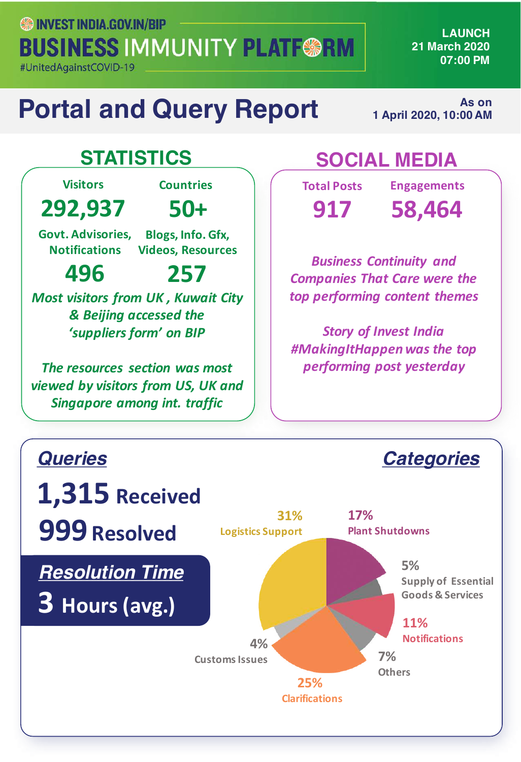INVEST INDIA.GOV.IN/BIP

# BUSINESS IMMUNITY PLATFORM

#UnitedAgainstCOVID-19

LAUNCH
21 March 2020
07:00 PM

# Portal and Query Report

As on
1 April 2020, 10:00 AM

## STATISTICS

| Visitors | Countries |
|---|---|
| **292,937** | **50+** |

| Govt. Advisories, Notifications | Blogs, Info. Gfx, Videos, Resources |
|---|---|
| **496** | **257** |

*Most visitors from UK , Kuwait City & Beijing accessed the 'suppliers form' on BIP*

*The resources section was most viewed by visitors from US, UK and Singapore among int. traffic*

## SOCIAL MEDIA

| Total Posts | Engagements |
|---|---|
| **917** | **58,464** |

*Business Continuity and Companies That Care were the top performing content themes*

*Story of Invest India #MakingItHappen was the top performing post yesterday*

## Queries

**1,315** Received

**999** Resolved

### Resolution Time

**3** Hours (avg.)

## Categories

| Category | Share |
|---|---|
| Logistics Support | 31% |
| Plant Shutdowns | 17% |
| Supply of Essential Goods & Services | 5% |
| Notifications | 11% |
| Others | 7% |
| Clarifications | 25% |
| Customs Issues | 4% |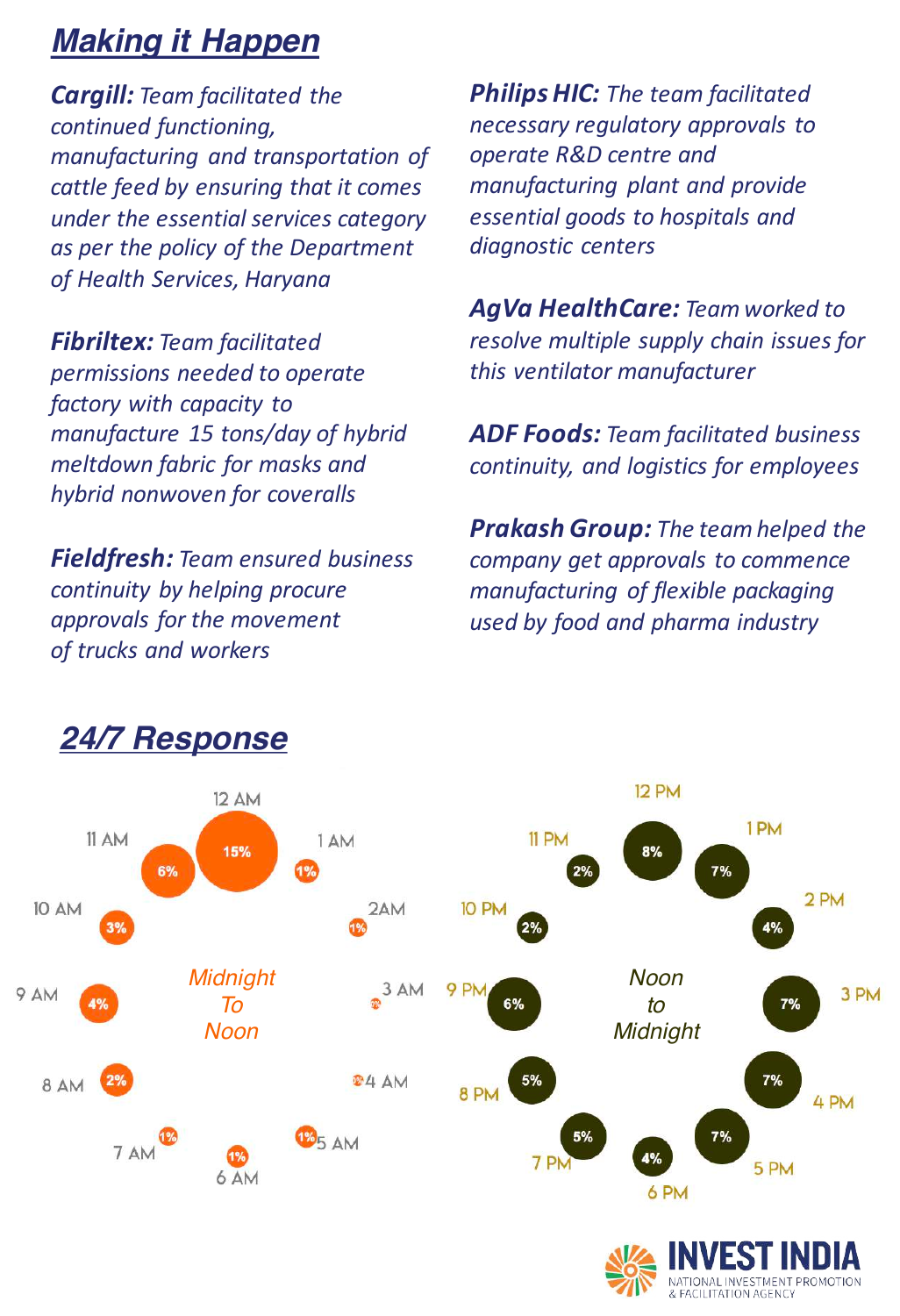## Making it Happen

***Cargill:*** *Team facilitated the continued functioning, manufacturing and transportation of cattle feed by ensuring that it comes under the essential services category as per the policy of the Department of Health Services, Haryana*

***Fibriltex:*** *Team facilitated permissions needed to operate factory with capacity to manufacture 15 tons/day of hybrid meltdown fabric for masks and hybrid nonwoven for coveralls*

***Fieldfresh:*** *Team ensured business continuity by helping procure approvals for the movement of trucks and workers*

***Philips HIC:*** *The team facilitated necessary regulatory approvals to operate R&D centre and manufacturing plant and provide essential goods to hospitals and diagnostic centers*

***AgVa HealthCare:*** *Team worked to resolve multiple supply chain issues for this ventilator manufacturer*

***ADF Foods:*** *Team facilitated business continuity, and logistics for employees*

***Prakash Group:*** *The team helped the company get approvals to commence manufacturing of flexible packaging used by food and pharma industry*

## 24/7 Response

*Midnight To Noon*

| Time | Share |
|---|---|
| 12 AM | 15% |
| 1 AM | 1% |
| 2AM | 1% |
| 3 AM | 0% |
| 4 AM | 0% |
| 5 AM | 1% |
| 6 AM | 1% |
| 7 AM | 1% |
| 8 AM | 2% |
| 9 AM | 4% |
| 10 AM | 3% |
| 11 AM | 6% |

*Noon to Midnight*

| Time | Share |
|---|---|
| 12 PM | 8% |
| 1 PM | 7% |
| 2 PM | 4% |
| 3 PM | 7% |
| 4 PM | 7% |
| 5 PM | 7% |
| 6 PM | 4% |
| 7 PM | 5% |
| 8 PM | 5% |
| 9 PM | 6% |
| 10 PM | 2% |
| 11 PM | 2% |

INVEST INDIA
NATIONAL INVESTMENT PROMOTION & FACILITATION AGENCY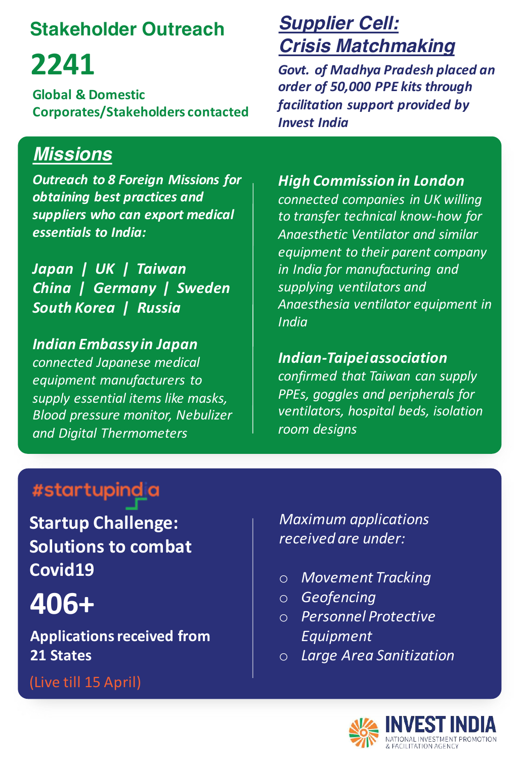## Stakeholder Outreach

# 2241

**Global & Domestic Corporates/Stakeholders contacted**

## *Supplier Cell: Crisis Matchmaking*

***Govt. of Madhya Pradesh placed an order of 50,000 PPE kits through facilitation support provided by Invest India***

## *Missions*

***Outreach to 8 Foreign Missions for obtaining best practices and suppliers who can export medical essentials to India:***

***Japan | UK | Taiwan***
***China | Germany | Sweden***
***South Korea | Russia***

***Indian Embassy in Japan*** *connected Japanese medical equipment manufacturers to supply essential items like masks, Blood pressure monitor, Nebulizer and Digital Thermometers*

***High Commission in London*** *connected companies in UK willing to transfer technical know-how for Anaesthetic Ventilator and similar equipment to their parent company in India for manufacturing and supplying ventilators and Anaesthesia ventilator equipment in India*

***Indian-Taipei association*** *confirmed that Taiwan can supply PPEs, goggles and peripherals for ventilators, hospital beds, isolation room designs*

#startupindia

### Startup Challenge: Solutions to combat Covid19

# 406+

**Applications received from 21 States**

(Live till 15 April)

*Maximum applications received are under:*

- *Movement Tracking*
- *Geofencing*
- *Personnel Protective Equipment*
- *Large Area Sanitization*

INVEST INDIA
NATIONAL INVESTMENT PROMOTION & FACILITATION AGENCY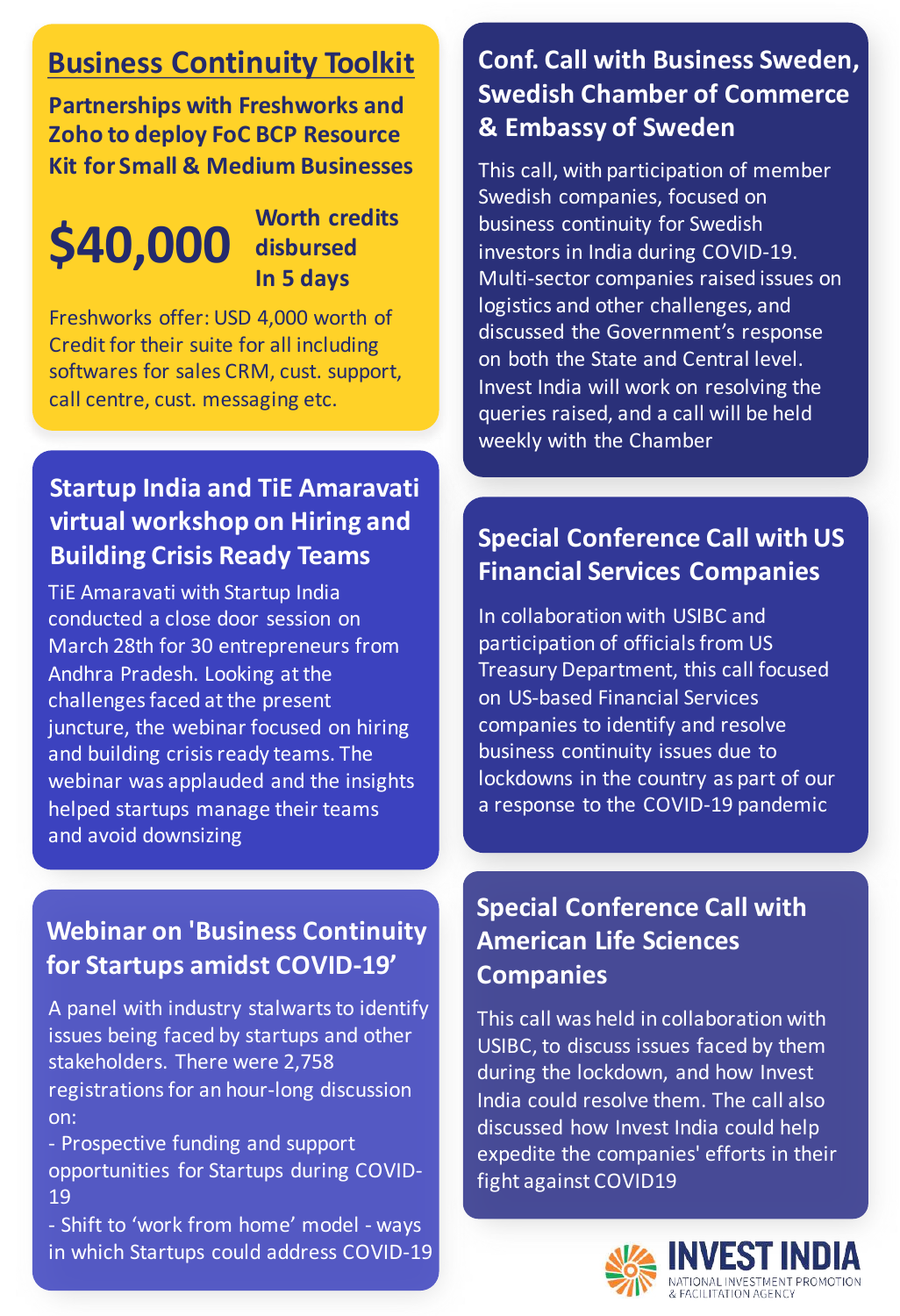## Business Continuity Toolkit

**Partnerships with Freshworks and Zoho to deploy FoC BCP Resource Kit for Small & Medium Businesses**

**$40,000** **Worth credits disbursed In 5 days**

Freshworks offer: USD 4,000 worth of Credit for their suite for all including softwares for sales CRM, cust. support, call centre, cust. messaging etc.

## Startup India and TiE Amaravati virtual workshop on Hiring and Building Crisis Ready Teams

TiE Amaravati with Startup India conducted a close door session on March 28th for 30 entrepreneurs from Andhra Pradesh. Looking at the challenges faced at the present juncture, the webinar focused on hiring and building crisis ready teams. The webinar was applauded and the insights helped startups manage their teams and avoid downsizing

## Webinar on 'Business Continuity for Startups amidst COVID-19'

A panel with industry stalwarts to identify issues being faced by startups and other stakeholders. There were 2,758 registrations for an hour-long discussion on:

- Prospective funding and support opportunities for Startups during COVID-19
- Shift to 'work from home' model - ways in which Startups could address COVID-19

## Conf. Call with Business Sweden, Swedish Chamber of Commerce & Embassy of Sweden

This call, with participation of member Swedish companies, focused on business continuity for Swedish investors in India during COVID-19. Multi-sector companies raised issues on logistics and other challenges, and discussed the Government's response on both the State and Central level. Invest India will work on resolving the queries raised, and a call will be held weekly with the Chamber

## Special Conference Call with US Financial Services Companies

In collaboration with USIBC and participation of officials from US Treasury Department, this call focused on US-based Financial Services companies to identify and resolve business continuity issues due to lockdowns in the country as part of our a response to the COVID-19 pandemic

## Special Conference Call with American Life Sciences Companies

This call was held in collaboration with USIBC, to discuss issues faced by them during the lockdown, and how Invest India could resolve them. The call also discussed how Invest India could help expedite the companies' efforts in their fight against COVID19

INVEST INDIA
NATIONAL INVESTMENT PROMOTION & FACILITATION AGENCY